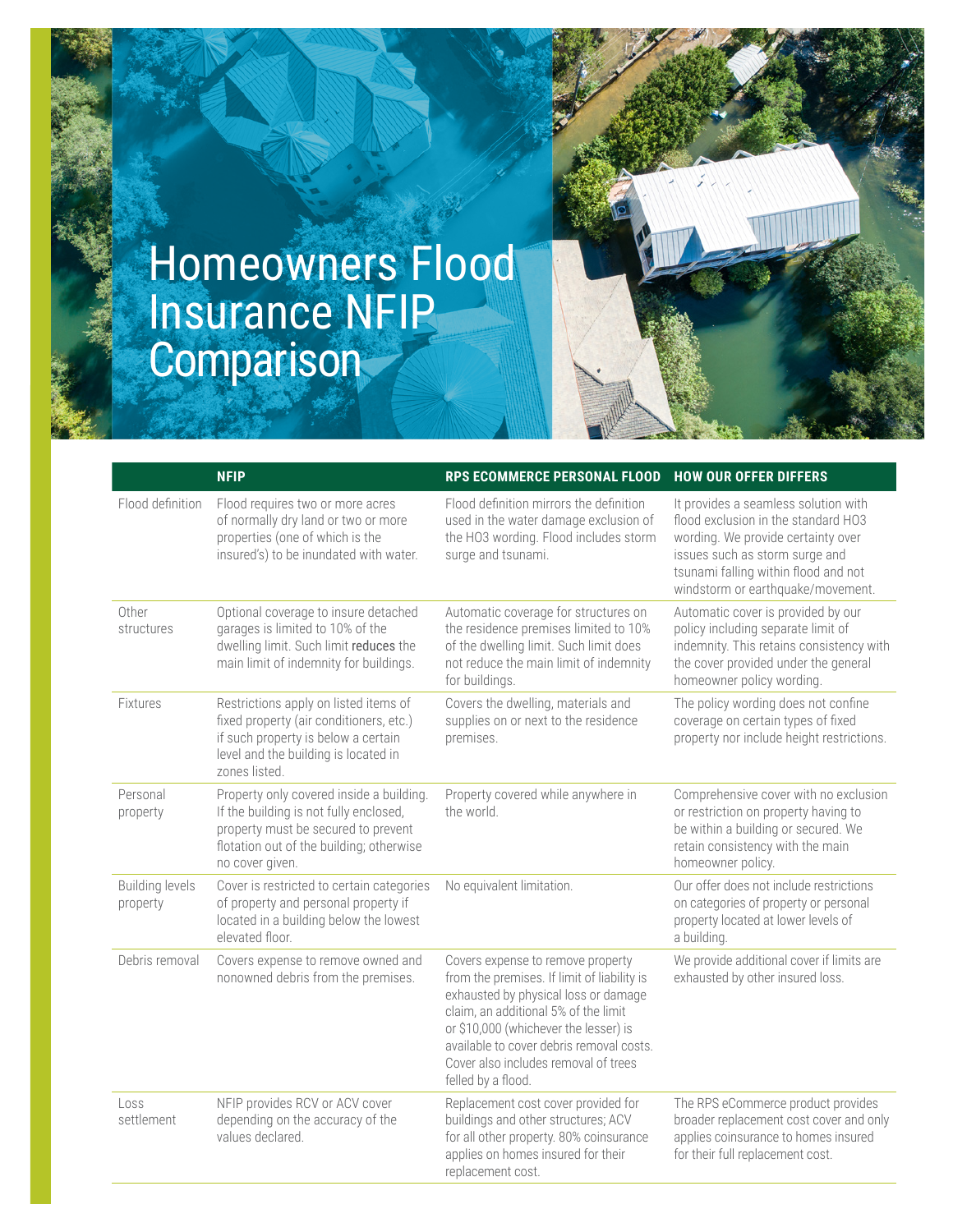# Homeowners Flood Insurance NFIP Comparison

| | NFIP | RPS ECOMMERCE PERSONAL FLOOD | HOW OUR OFFER DIFFERS |
|---|---|---|---|
| Flood definition | Flood requires two or more acres of normally dry land or two or more properties (one of which is the insured's) to be inundated with water. | Flood definition mirrors the definition used in the water damage exclusion of the HO3 wording. Flood includes storm surge and tsunami. | It provides a seamless solution with flood exclusion in the standard HO3 wording. We provide certainty over issues such as storm surge and tsunami falling within flood and not windstorm or earthquake/movement. |
| Other structures | Optional coverage to insure detached garages is limited to 10% of the dwelling limit. Such limit **reduces** the main limit of indemnity for buildings. | Automatic coverage for structures on the residence premises limited to 10% of the dwelling limit. Such limit does not reduce the main limit of indemnity for buildings. | Automatic cover is provided by our policy including separate limit of indemnity. This retains consistency with the cover provided under the general homeowner policy wording. |
| Fixtures | Restrictions apply on listed items of fixed property (air conditioners, etc.) if such property is below a certain level and the building is located in zones listed. | Covers the dwelling, materials and supplies on or next to the residence premises. | The policy wording does not confine coverage on certain types of fixed property nor include height restrictions. |
| Personal property | Property only covered inside a building. If the building is not fully enclosed, property must be secured to prevent flotation out of the building; otherwise no cover given. | Property covered while anywhere in the world. | Comprehensive cover with no exclusion or restriction on property having to be within a building or secured. We retain consistency with the main homeowner policy. |
| Building levels property | Cover is restricted to certain categories of property and personal property if located in a building below the lowest elevated floor. | No equivalent limitation. | Our offer does not include restrictions on categories of property or personal property located at lower levels of a building. |
| Debris removal | Covers expense to remove owned and nonowned debris from the premises. | Covers expense to remove property from the premises. If limit of liability is exhausted by physical loss or damage claim, an additional 5% of the limit or $10,000 (whichever the lesser) is available to cover debris removal costs. Cover also includes removal of trees felled by a flood. | We provide additional cover if limits are exhausted by other insured loss. |
| Loss settlement | NFIP provides RCV or ACV cover depending on the accuracy of the values declared. | Replacement cost cover provided for buildings and other structures; ACV for all other property. 80% coinsurance applies on homes insured for their replacement cost. | The RPS eCommerce product provides broader replacement cost cover and only applies coinsurance to homes insured for their full replacement cost. |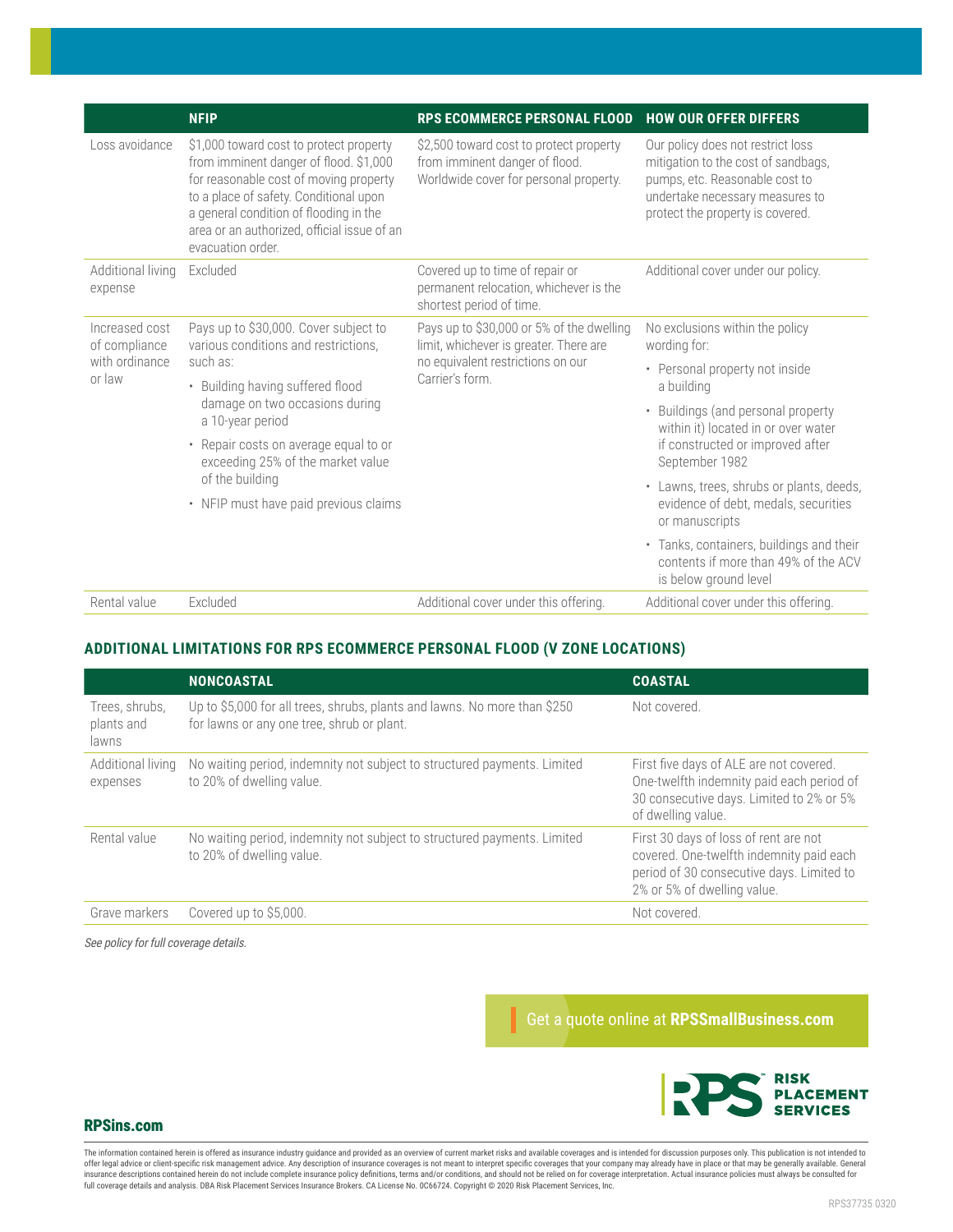| | NFIP | RPS ECOMMERCE PERSONAL FLOOD | HOW OUR OFFER DIFFERS |
|---|---|---|---|
| Loss avoidance | $1,000 toward cost to protect property from imminent danger of flood. $1,000 for reasonable cost of moving property to a place of safety. Conditional upon a general condition of flooding in the area or an authorized, official issue of an evacuation order. | $2,500 toward cost to protect property from imminent danger of flood. Worldwide cover for personal property. | Our policy does not restrict loss mitigation to the cost of sandbags, pumps, etc. Reasonable cost to undertake necessary measures to protect the property is covered. |
| Additional living expense | Excluded | Covered up to time of repair or permanent relocation, whichever is the shortest period of time. | Additional cover under our policy. |
| Increased cost of compliance with ordinance or law | Pays up to $30,000. Cover subject to various conditions and restrictions, such as: • Building having suffered flood damage on two occasions during a 10-year period • Repair costs on average equal to or exceeding 25% of the market value of the building • NFIP must have paid previous claims | Pays up to $30,000 or 5% of the dwelling limit, whichever is greater. There are no equivalent restrictions on our Carrier's form. | No exclusions within the policy wording for: • Personal property not inside a building • Buildings (and personal property within it) located in or over water if constructed or improved after September 1982 • Lawns, trees, shrubs or plants, deeds, evidence of debt, medals, securities or manuscripts • Tanks, containers, buildings and their contents if more than 49% of the ACV is below ground level |
| Rental value | Excluded | Additional cover under this offering. | Additional cover under this offering. |

## ADDITIONAL LIMITATIONS FOR RPS ECOMMERCE PERSONAL FLOOD (V ZONE LOCATIONS)

| | NONCOASTAL | COASTAL |
|---|---|---|
| Trees, shrubs, plants and lawns | Up to $5,000 for all trees, shrubs, plants and lawns. No more than $250 for lawns or any one tree, shrub or plant. | Not covered. |
| Additional living expenses | No waiting period, indemnity not subject to structured payments. Limited to 20% of dwelling value. | First five days of ALE are not covered. One-twelfth indemnity paid each period of 30 consecutive days. Limited to 2% or 5% of dwelling value. |
| Rental value | No waiting period, indemnity not subject to structured payments. Limited to 20% of dwelling value. | First 30 days of loss of rent are not covered. One-twelfth indemnity paid each period of 30 consecutive days. Limited to 2% or 5% of dwelling value. |
| Grave markers | Covered up to $5,000. | Not covered. |

*See policy for full coverage details.*

Get a quote online at **RPSSmallBusiness.com**

RPS RISK PLACEMENT SERVICES

**RPSins.com**

The information contained herein is offered as insurance industry guidance and provided as an overview of current market risks and available coverages and is intended for discussion purposes only. This publication is not intended to offer legal advice or client-specific risk management advice. Any description of insurance coverages is not meant to interpret specific coverages that your company may already have in place or that may be generally available. General insurance descriptions contained herein do not include complete insurance policy definitions, terms and/or conditions, and should not be relied on for coverage interpretation. Actual insurance policies must always be consulted for full coverage details and analysis. DBA Risk Placement Services Insurance Brokers. CA License No. 0C66724. Copyright © 2020 Risk Placement Services, Inc.

RPS37735 0320